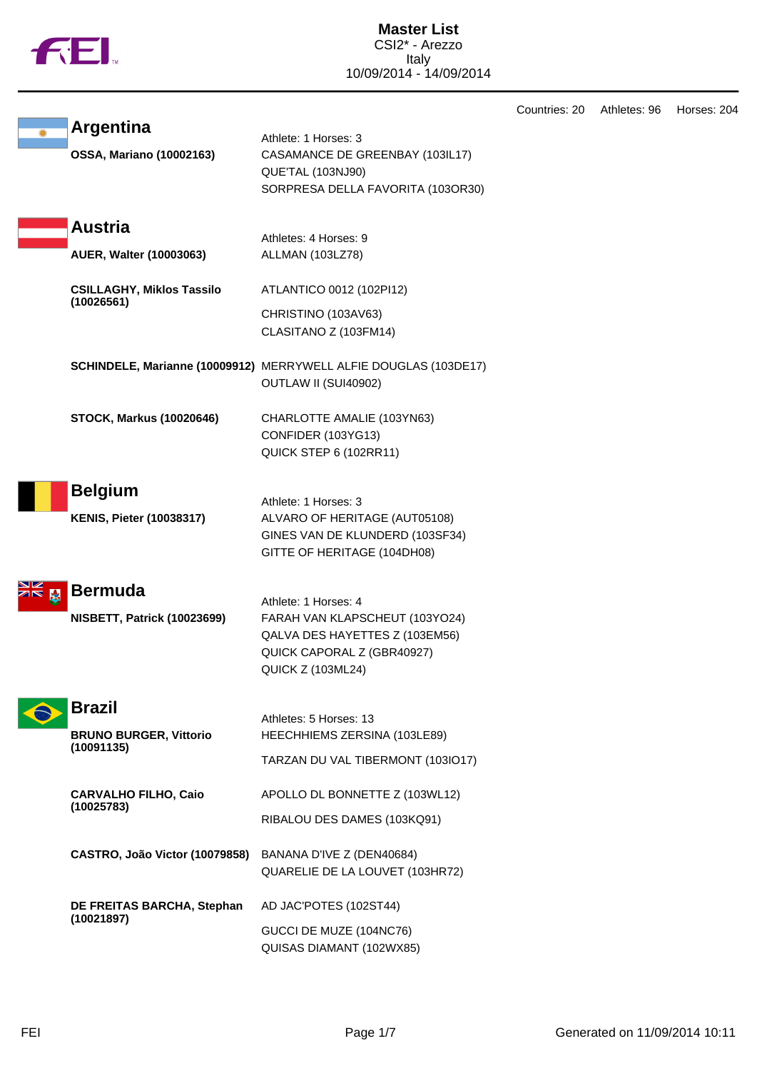# Master List

CSI2* - Arezzo
Italy
10/09/2014 - 14/09/2014

Countries: 20 Athletes: 96 Horses: 204

## Argentina

Athlete: 1 Horses: 3

**OSSA, Mariano (10002163)**
- CASAMANCE DE GREENBAY (103IL17)
- QUE'TAL (103NJ90)
- SORPRESA DELLA FAVORITA (103OR30)

## Austria

Athletes: 4 Horses: 9

**AUER, Walter (10003063)**
- ALLMAN (103LZ78)

**CSILLAGHY, Miklos Tassilo (10026561)**
- ATLANTICO 0012 (102PI12)
- CHRISTINO (103AV63)
- CLASITANO Z (103FM14)

**SCHINDELE, Marianne (10009912)**
- MERRYWELL ALFIE DOUGLAS (103DE17)
- OUTLAW II (SUI40902)

**STOCK, Markus (10020646)**
- CHARLOTTE AMALIE (103YN63)
- CONFIDER (103YG13)
- QUICK STEP 6 (102RR11)

## Belgium

Athlete: 1 Horses: 3

**KENIS, Pieter (10038317)**
- ALVARO OF HERITAGE (AUT05108)
- GINES VAN DE KLUNDERD (103SF34)
- GITTE OF HERITAGE (104DH08)

## Bermuda

Athlete: 1 Horses: 4

**NISBETT, Patrick (10023699)**
- FARAH VAN KLAPSCHEUT (103YO24)
- QALVA DES HAYETTES Z (103EM56)
- QUICK CAPORAL Z (GBR40927)
- QUICK Z (103ML24)

## Brazil

Athletes: 5 Horses: 13

**BRUNO BURGER, Vittorio (10091135)**
- HEECHHIEMS ZERSINA (103LE89)
- TARZAN DU VAL TIBERMONT (103IO17)

**CARVALHO FILHO, Caio (10025783)**
- APOLLO DL BONNETTE Z (103WL12)
- RIBALOU DES DAMES (103KQ91)

**CASTRO, João Victor (10079858)**
- BANANA D'IVE Z (DEN40684)
- QUARELIE DE LA LOUVET (103HR72)

**DE FREITAS BARCHA, Stephan (10021897)**
- AD JAC'POTES (102ST44)
- GUCCI DE MUZE (104NC76)
- QUISAS DIAMANT (102WX85)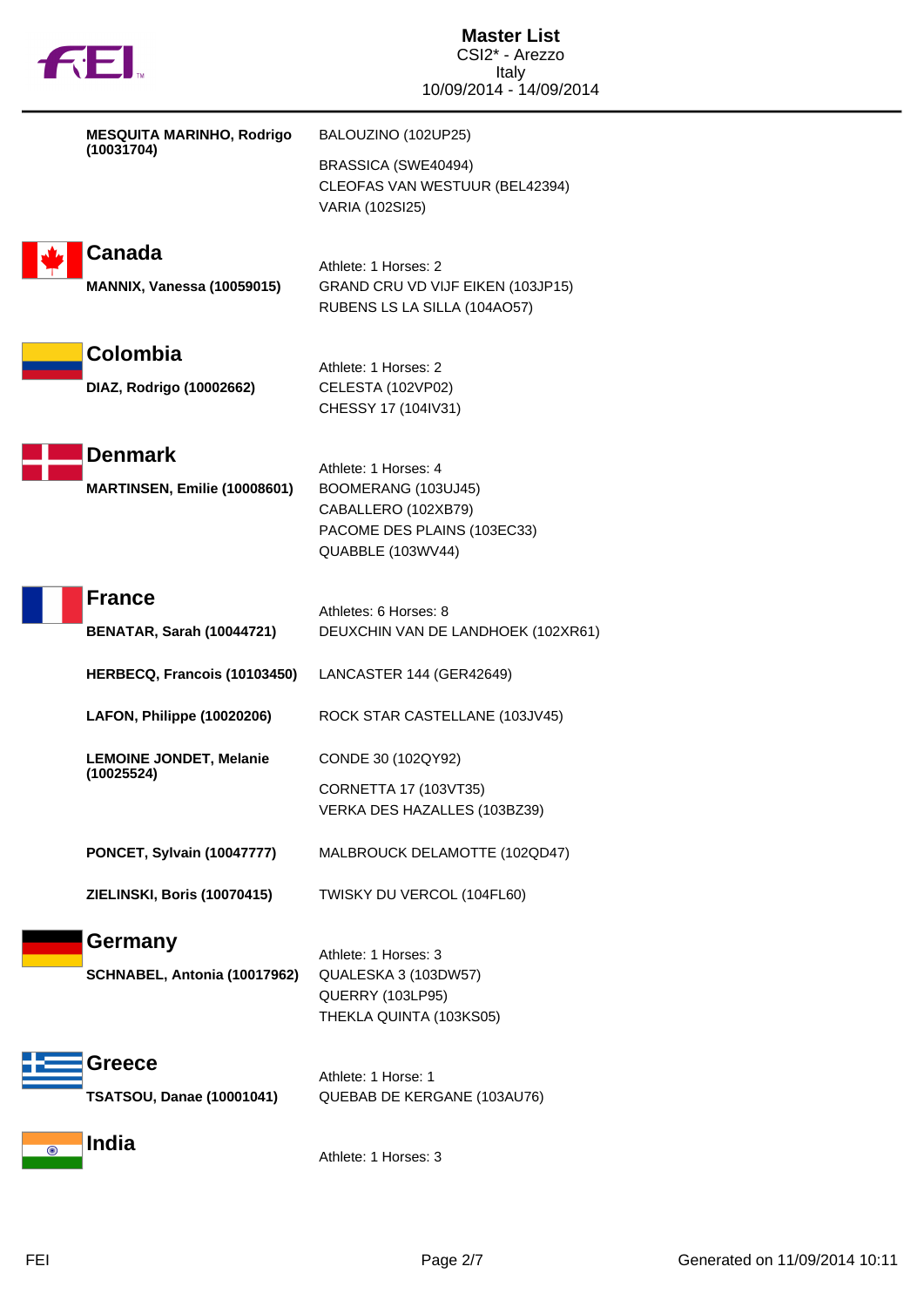| | |
|---|---|
| **MESQUITA MARINHO, Rodrigo (10031704)** | BALOUZINO (102UP25) |
| | BRASSICA (SWE40494)<br>CLEOFAS VAN WESTUUR (BEL42394)<br>VARIA (102SI25) |

## Canada

| | |
|---|---|
| | Athlete: 1 Horses: 2 |
| **MANNIX, Vanessa (10059015)** | GRAND CRU VD VIJF EIKEN (103JP15)<br>RUBENS LS LA SILLA (104AO57) |

## Colombia

| | |
|---|---|
| | Athlete: 1 Horses: 2 |
| **DIAZ, Rodrigo (10002662)** | CELESTA (102VP02)<br>CHESSY 17 (104IV31) |

## Denmark

| | |
|---|---|
| | Athlete: 1 Horses: 4 |
| **MARTINSEN, Emilie (10008601)** | BOOMERANG (103UJ45)<br>CABALLERO (102XB79)<br>PACOME DES PLAINS (103EC33)<br>QUABBLE (103WV44) |

## France

| | |
|---|---|
| | Athletes: 6 Horses: 8 |
| **BENATAR, Sarah (10044721)** | DEUXCHIN VAN DE LANDHOEK (102XR61) |
| **HERBECQ, Francois (10103450)** | LANCASTER 144 (GER42649) |
| **LAFON, Philippe (10020206)** | ROCK STAR CASTELLANE (103JV45) |
| **LEMOINE JONDET, Melanie (10025524)** | CONDE 30 (102QY92) |
| | CORNETTA 17 (103VT35)<br>VERKA DES HAZALLES (103BZ39) |
| **PONCET, Sylvain (10047777)** | MALBROUCK DELAMOTTE (102QD47) |
| **ZIELINSKI, Boris (10070415)** | TWISKY DU VERCOL (104FL60) |

## Germany

| | |
|---|---|
| | Athlete: 1 Horses: 3 |
| **SCHNABEL, Antonia (10017962)** | QUALESKA 3 (103DW57)<br>QUERRY (103LP95)<br>THEKLA QUINTA (103KS05) |

## Greece

| | |
|---|---|
| | Athlete: 1 Horse: 1 |
| **TSATSOU, Danae (10001041)** | QUEBAB DE KERGANE (103AU76) |

## India

Athlete: 1 Horses: 3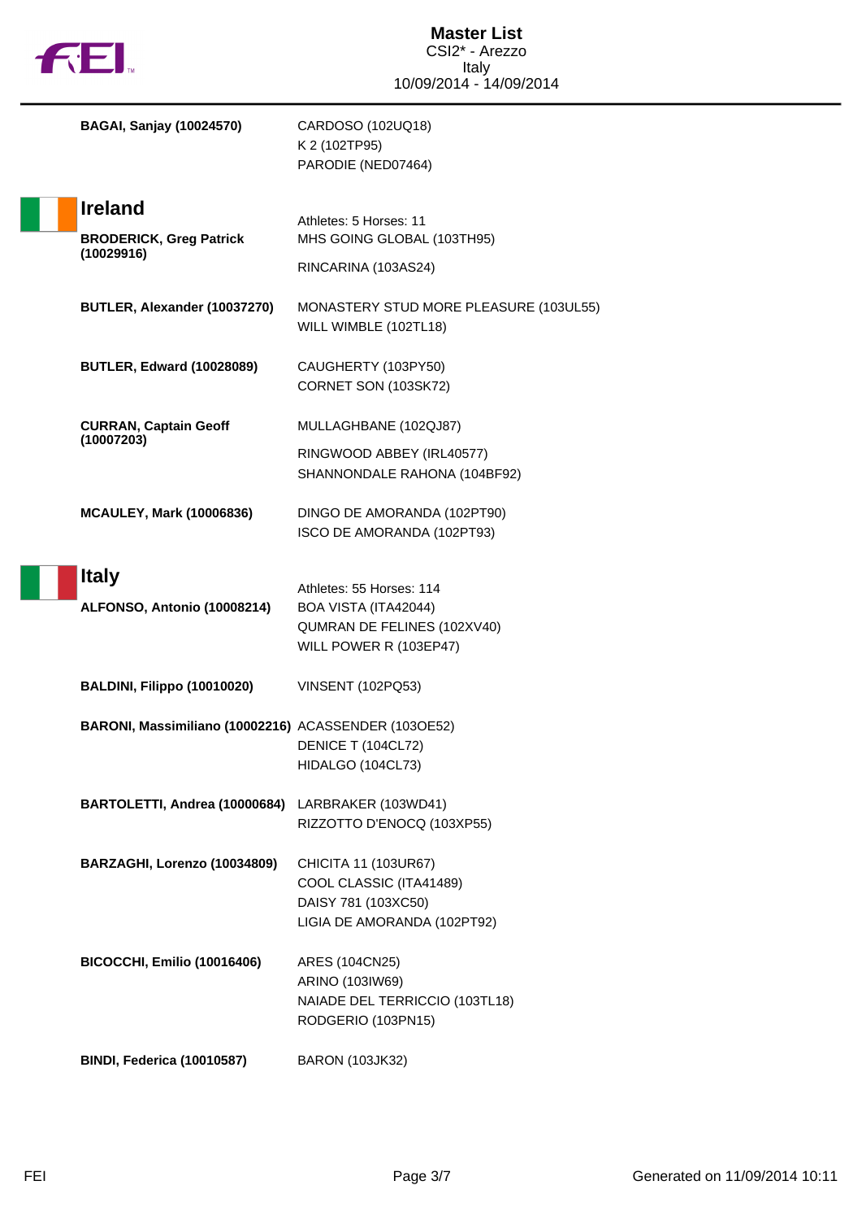**BAGAI, Sanjay (10024570)**
CARDOSO (102UQ18)
K 2 (102TP95)
PARODIE (NED07464)

## Ireland

Athletes: 5 Horses: 11

**BRODERICK, Greg Patrick (10029916)**
MHS GOING GLOBAL (103TH95)
RINCARINA (103AS24)

**BUTLER, Alexander (10037270)**
MONASTERY STUD MORE PLEASURE (103UL55)
WILL WIMBLE (102TL18)

**BUTLER, Edward (10028089)**
CAUGHERTY (103PY50)
CORNET SON (103SK72)

**CURRAN, Captain Geoff (10007203)**
MULLAGHBANE (102QJ87)
RINGWOOD ABBEY (IRL40577)
SHANNONDALE RAHONA (104BF92)

**MCAULEY, Mark (10006836)**
DINGO DE AMORANDA (102PT90)
ISCO DE AMORANDA (102PT93)

## Italy

Athletes: 55 Horses: 114

**ALFONSO, Antonio (10008214)**
BOA VISTA (ITA42044)
QUMRAN DE FELINES (102XV40)
WILL POWER R (103EP47)

**BALDINI, Filippo (10010020)**
VINSENT (102PQ53)

**BARONI, Massimiliano (10002216)**
ACASSENDER (103OE52)
DENICE T (104CL72)
HIDALGO (104CL73)

**BARTOLETTI, Andrea (10000684)**
LARBRAKER (103WD41)
RIZZOTTO D'ENOCQ (103XP55)

**BARZAGHI, Lorenzo (10034809)**
CHICITA 11 (103UR67)
COOL CLASSIC (ITA41489)
DAISY 781 (103XC50)
LIGIA DE AMORANDA (102PT92)

**BICOCCHI, Emilio (10016406)**
ARES (104CN25)
ARINO (103IW69)
NAIADE DEL TERRICCIO (103TL18)
RODGERIO (103PN15)

**BINDI, Federica (10010587)**
BARON (103JK32)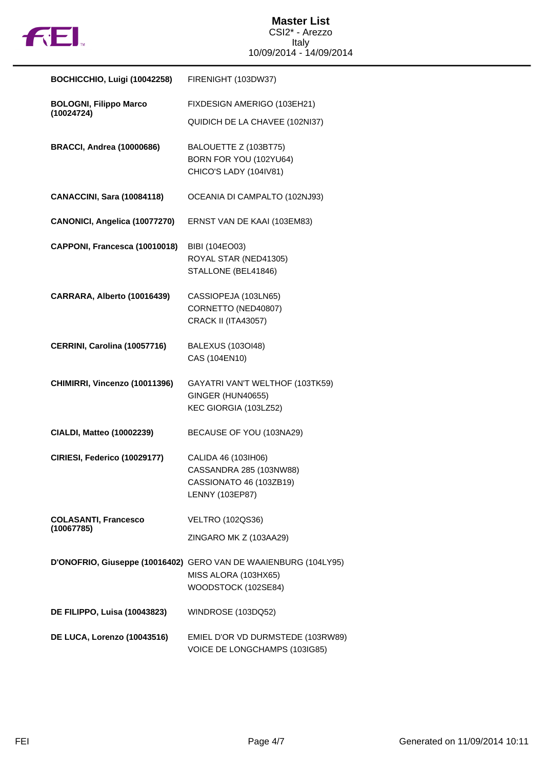# Master List
CSI2* - Arezzo
Italy
10/09/2014 - 14/09/2014

| Rider | Horses |
| --- | --- |
| **BOCHICCHIO, Luigi (10042258)** | FIRENIGHT (103DW37) |
| **BOLOGNI, Filippo Marco (10024724)** | FIXDESIGN AMERIGO (103EH21)<br>QUIDICH DE LA CHAVEE (102NI37) |
| **BRACCI, Andrea (10000686)** | BALOUETTE Z (103BT75)<br>BORN FOR YOU (102YU64)<br>CHICO'S LADY (104IV81) |
| **CANACCINI, Sara (10084118)** | OCEANIA DI CAMPALTO (102NJ93) |
| **CANONICI, Angelica (10077270)** | ERNST VAN DE KAAI (103EM83) |
| **CAPPONI, Francesca (10010018)** | BIBI (104EO03)<br>ROYAL STAR (NED41305)<br>STALLONE (BEL41846) |
| **CARRARA, Alberto (10016439)** | CASSIOPEJA (103LN65)<br>CORNETTO (NED40807)<br>CRACK II (ITA43057) |
| **CERRINI, Carolina (10057716)** | BALEXUS (103OI48)<br>CAS (104EN10) |
| **CHIMIRRI, Vincenzo (10011396)** | GAYATRI VAN'T WELTHOF (103TK59)<br>GINGER (HUN40655)<br>KEC GIORGIA (103LZ52) |
| **CIALDI, Matteo (10002239)** | BECAUSE OF YOU (103NA29) |
| **CIRIESI, Federico (10029177)** | CALIDA 46 (103IH06)<br>CASSANDRA 285 (103NW88)<br>CASSIONATO 46 (103ZB19)<br>LENNY (103EP87) |
| **COLASANTI, Francesco (10067785)** | VELTRO (102QS36)<br>ZINGARO MK Z (103AA29) |
| **D'ONOFRIO, Giuseppe (10016402)** | GERO VAN DE WAAIENBURG (104LY95)<br>MISS ALORA (103HX65)<br>WOODSTOCK (102SE84) |
| **DE FILIPPO, Luisa (10043823)** | WINDROSE (103DQ52) |
| **DE LUCA, Lorenzo (10043516)** | EMIEL D'OR VD DURMSTEDE (103RW89)<br>VOICE DE LONGCHAMPS (103IG85) |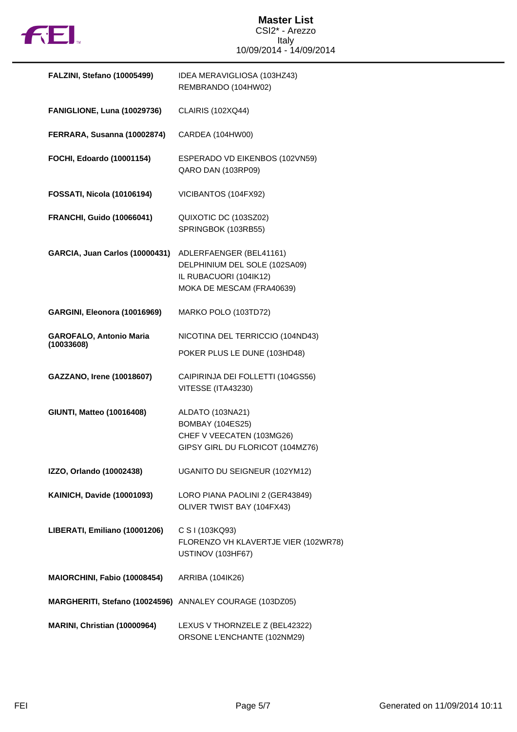# Master List

CSI2* - Arezzo
Italy
10/09/2014 - 14/09/2014

| Rider | Horses |
|---|---|
| **FALZINI, Stefano (10005499)** | IDEA MERAVIGLIOSA (103HZ43)<br>REMBRANDO (104HW02) |
| **FANIGLIONE, Luna (10029736)** | CLAIRIS (102XQ44) |
| **FERRARA, Susanna (10002874)** | CARDEA (104HW00) |
| **FOCHI, Edoardo (10001154)** | ESPERADO VD EIKENBOS (102VN59)<br>QARO DAN (103RP09) |
| **FOSSATI, Nicola (10106194)** | VICIBANTOS (104FX92) |
| **FRANCHI, Guido (10066041)** | QUIXOTIC DC (103SZ02)<br>SPRINGBOK (103RB55) |
| **GARCIA, Juan Carlos (10000431)** | ADLERFAENGER (BEL41161)<br>DELPHINIUM DEL SOLE (102SA09)<br>IL RUBACUORI (104IK12)<br>MOKA DE MESCAM (FRA40639) |
| **GARGINI, Eleonora (10016969)** | MARKO POLO (103TD72) |
| **GAROFALO, Antonio Maria (10033608)** | NICOTINA DEL TERRICCIO (104ND43)<br>POKER PLUS LE DUNE (103HD48) |
| **GAZZANO, Irene (10018607)** | CAIPIRINJA DEI FOLLETTI (104GS56)<br>VITESSE (ITA43230) |
| **GIUNTI, Matteo (10016408)** | ALDATO (103NA21)<br>BOMBAY (104ES25)<br>CHEF V VEECATEN (103MG26)<br>GIPSY GIRL DU FLORICOT (104MZ76) |
| **IZZO, Orlando (10002438)** | UGANITO DU SEIGNEUR (102YM12) |
| **KAINICH, Davide (10001093)** | LORO PIANA PAOLINI 2 (GER43849)<br>OLIVER TWIST BAY (104FX43) |
| **LIBERATI, Emiliano (10001206)** | C S I (103KQ93)<br>FLORENZO VH KLAVERTJE VIER (102WR78)<br>USTINOV (103HF67) |
| **MAIORCHINI, Fabio (10008454)** | ARRIBA (104IK26) |
| **MARGHERITI, Stefano (10024596)** | ANNALEY COURAGE (103DZ05) |
| **MARINI, Christian (10000964)** | LEXUS V THORNZELE Z (BEL42322)<br>ORSONE L'ENCHANTE (102NM29) |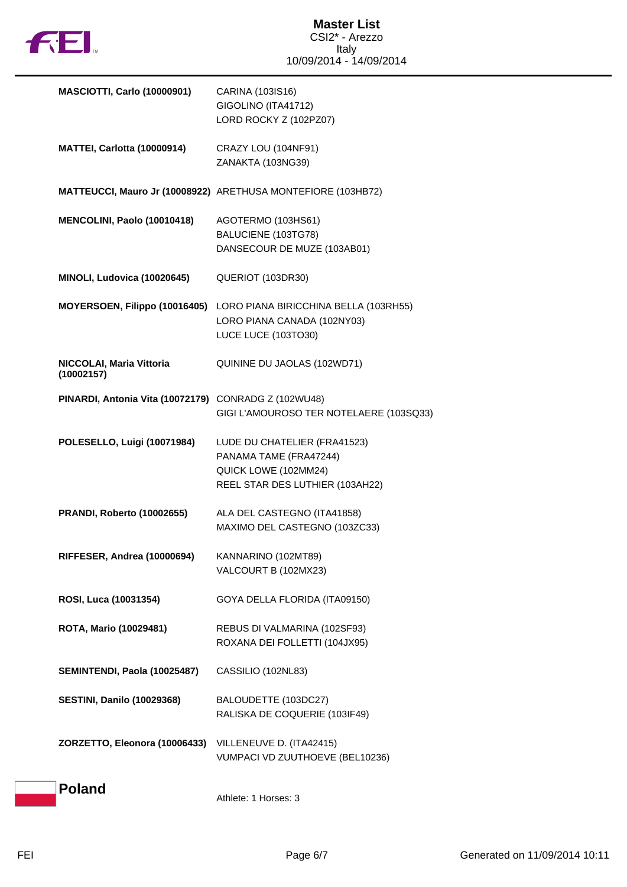| | |
|---|---|
| **MASCIOTTI, Carlo (10000901)** | CARINA (103IS16)<br>GIGOLINO (ITA41712)<br>LORD ROCKY Z (102PZ07) |
| **MATTEI, Carlotta (10000914)** | CRAZY LOU (104NF91)<br>ZANAKTA (103NG39) |
| **MATTEUCCI, Mauro Jr (10008922)** | ARETHUSA MONTEFIORE (103HB72) |
| **MENCOLINI, Paolo (10010418)** | AGOTERMO (103HS61)<br>BALUCIENE (103TG78)<br>DANSECOUR DE MUZE (103AB01) |
| **MINOLI, Ludovica (10020645)** | QUERIOT (103DR30) |
| **MOYERSOEN, Filippo (10016405)** | LORO PIANA BIRICCHINA BELLA (103RH55)<br>LORO PIANA CANADA (102NY03)<br>LUCE LUCE (103TO30) |
| **NICCOLAI, Maria Vittoria (10002157)** | QUININE DU JAOLAS (102WD71) |
| **PINARDI, Antonia Vita (10072179)** | CONRADG Z (102WU48)<br>GIGI L'AMOUROSO TER NOTELAERE (103SQ33) |
| **POLESELLO, Luigi (10071984)** | LUDE DU CHATELIER (FRA41523)<br>PANAMA TAME (FRA47244)<br>QUICK LOWE (102MM24)<br>REEL STAR DES LUTHIER (103AH22) |
| **PRANDI, Roberto (10002655)** | ALA DEL CASTEGNO (ITA41858)<br>MAXIMO DEL CASTEGNO (103ZC33) |
| **RIFFESER, Andrea (10000694)** | KANNARINO (102MT89)<br>VALCOURT B (102MX23) |
| **ROSI, Luca (10031354)** | GOYA DELLA FLORIDA (ITA09150) |
| **ROTA, Mario (10029481)** | REBUS DI VALMARINA (102SF93)<br>ROXANA DEI FOLLETTI (104JX95) |
| **SEMINTENDI, Paola (10025487)** | CASSILIO (102NL83) |
| **SESTINI, Danilo (10029368)** | BALOUDETTE (103DC27)<br>RALISKA DE COQUERIE (103IF49) |
| **ZORZETTO, Eleonora (10006433)** | VILLENEUVE D. (ITA42415)<br>VUMPACI VD ZUUTHOEVE (BEL10236) |

## Poland

Athlete: 1 Horses: 3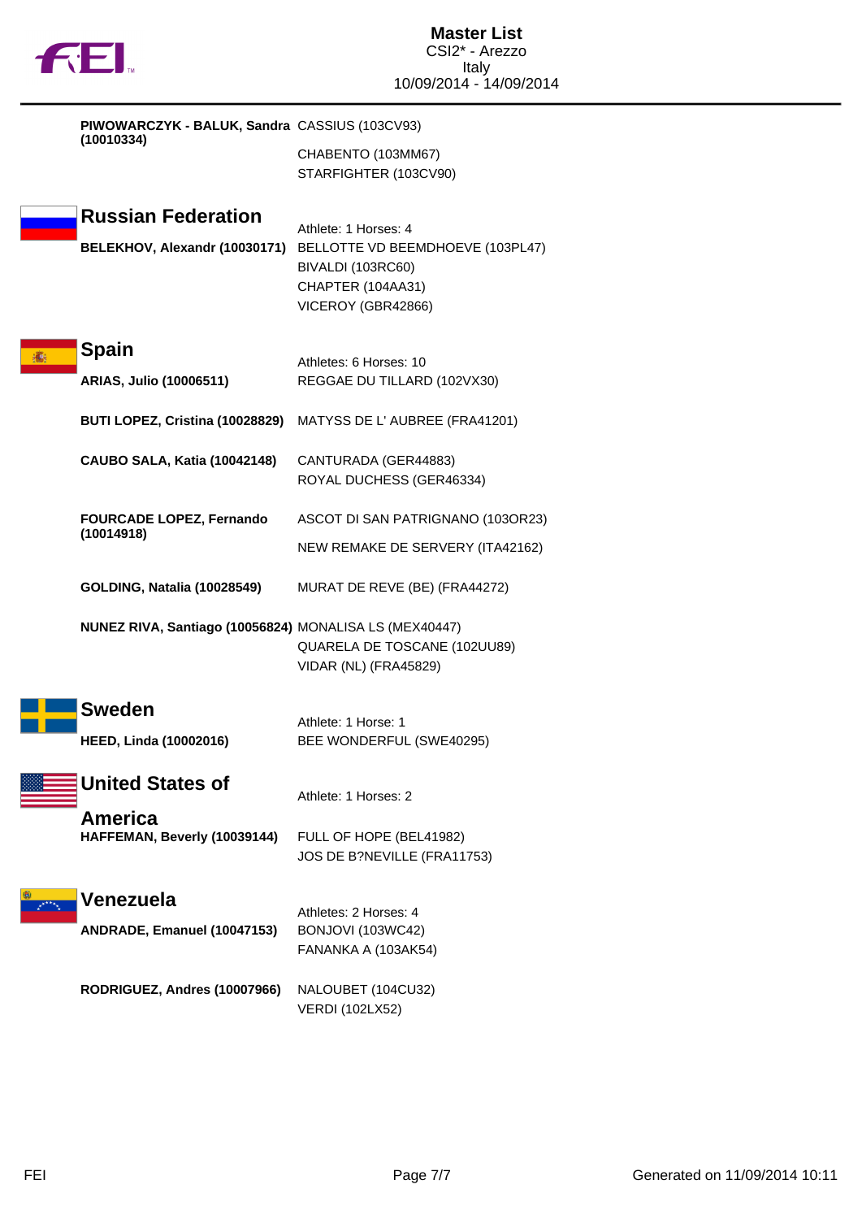**PIWOWARCZYK - BALUK, Sandra (10010334)** CASSIUS (103CV93)
CHABENTO (103MM67)
STARFIGHTER (103CV90)

## Russian Federation

Athlete: 1 Horses: 4

**BELEKHOV, Alexandr (10030171)** BELLOTTE VD BEEMDHOEVE (103PL47)
BIVALDI (103RC60)
CHAPTER (104AA31)
VICEROY (GBR42866)

## Spain

Athletes: 6 Horses: 10

**ARIAS, Julio (10006511)** REGGAE DU TILLARD (102VX30)

**BUTI LOPEZ, Cristina (10028829)** MATYSS DE L' AUBREE (FRA41201)

**CAUBO SALA, Katia (10042148)** CANTURADA (GER44883)
ROYAL DUCHESS (GER46334)

**FOURCADE LOPEZ, Fernando (10014918)** ASCOT DI SAN PATRIGNANO (103OR23)
NEW REMAKE DE SERVERY (ITA42162)

**GOLDING, Natalia (10028549)** MURAT DE REVE (BE) (FRA44272)

**NUNEZ RIVA, Santiago (10056824)** MONALISA LS (MEX40447)
QUARELA DE TOSCANE (102UU89)
VIDAR (NL) (FRA45829)

## Sweden

Athlete: 1 Horse: 1

**HEED, Linda (10002016)** BEE WONDERFUL (SWE40295)

## United States of America

Athlete: 1 Horses: 2

**HAFFEMAN, Beverly (10039144)** FULL OF HOPE (BEL41982)
JOS DE B?NEVILLE (FRA11753)

## Venezuela

Athletes: 2 Horses: 4

**ANDRADE, Emanuel (10047153)** BONJOVI (103WC42)
FANANKA A (103AK54)

**RODRIGUEZ, Andres (10007966)** NALOUBET (104CU32)
VERDI (102LX52)